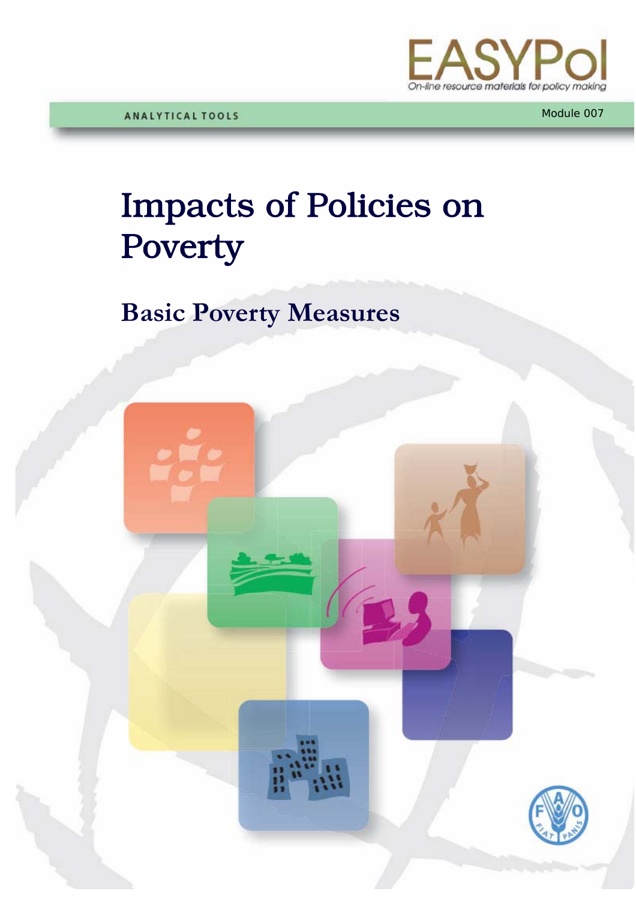EASYPol

On-line resource materials for policy making

ANALYTICAL TOOLS

Module 007

# Impacts of Policies on Poverty

## Basic Poverty Measures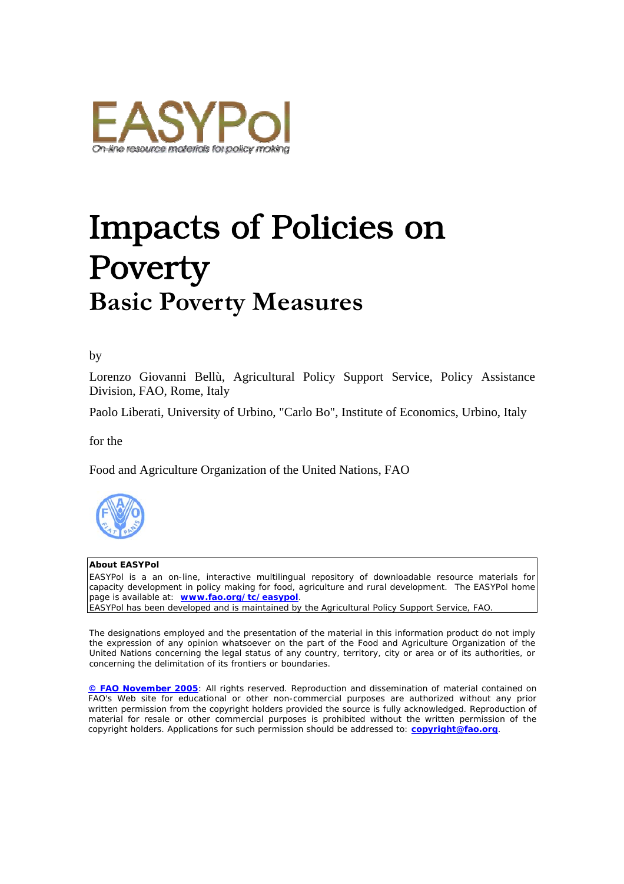# Impacts of Policies on Poverty

## Basic Poverty Measures

by

Lorenzo Giovanni Bellù, Agricultural Policy Support Service, Policy Assistance Division, FAO, Rome, Italy

Paolo Liberati, University of Urbino, "Carlo Bo", Institute of Economics, Urbino, Italy

for the

Food and Agriculture Organization of the United Nations, FAO

**About EASYPol**

EASYPol is a an on-line, interactive multilingual repository of downloadable resource materials for capacity development in policy making for food, agriculture and rural development. The EASYPol home page is available at: **www.fao.org/tc/easypol**.

EASYPol has been developed and is maintained by the Agricultural Policy Support Service, FAO.

The designations employed and the presentation of the material in this information product do not imply the expression of any opinion whatsoever on the part of the Food and Agriculture Organization of the United Nations concerning the legal status of any country, territory, city or area or of its authorities, or concerning the delimitation of its frontiers or boundaries.

**© FAO November 2005**: All rights reserved. Reproduction and dissemination of material contained on FAO's Web site for educational or other non-commercial purposes are authorized without any prior written permission from the copyright holders provided the source is fully acknowledged. Reproduction of material for resale or other commercial purposes is prohibited without the written permission of the copyright holders. Applications for such permission should be addressed to: **copyright@fao.org**.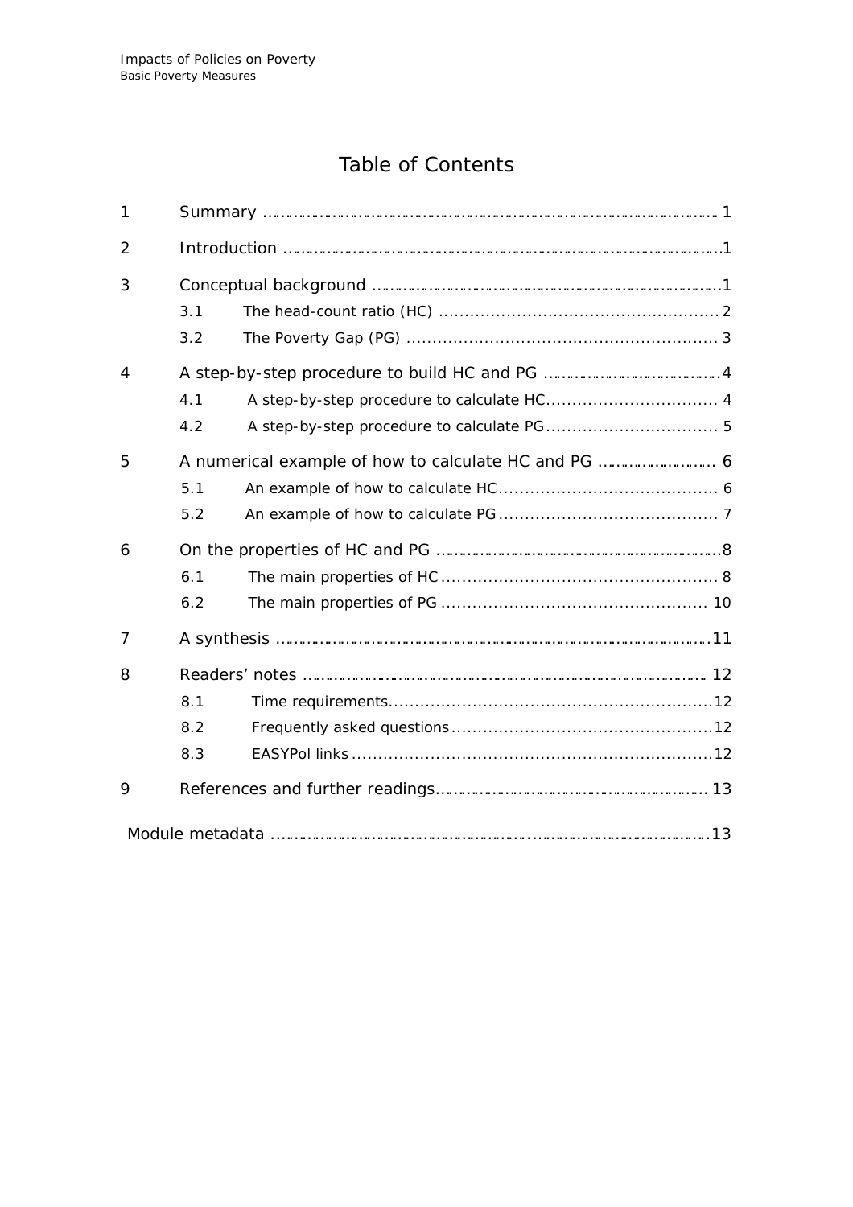# Table of Contents

| | | |
|---|---|---|
| 1 | Summary | 1 |
| 2 | Introduction | 1 |
| 3 | Conceptual background | 1 |
| | 3.1 The head-count ratio (HC) | 2 |
| | 3.2 The Poverty Gap (PG) | 3 |
| 4 | A step-by-step procedure to build HC and PG | 4 |
| | 4.1 A step-by-step procedure to calculate HC | 4 |
| | 4.2 A step-by-step procedure to calculate PG | 5 |
| 5 | A numerical example of how to calculate HC and PG | 6 |
| | 5.1 An example of how to calculate HC | 6 |
| | 5.2 An example of how to calculate PG | 7 |
| 6 | On the properties of HC and PG | 8 |
| | 6.1 The main properties of HC | 8 |
| | 6.2 The main properties of PG | 10 |
| 7 | A synthesis | 11 |
| 8 | Readers' notes | 12 |
| | 8.1 Time requirements | 12 |
| | 8.2 Frequently asked questions | 12 |
| | 8.3 EASYPol links | 12 |
| 9 | References and further readings | 13 |
| | Module metadata | 13 |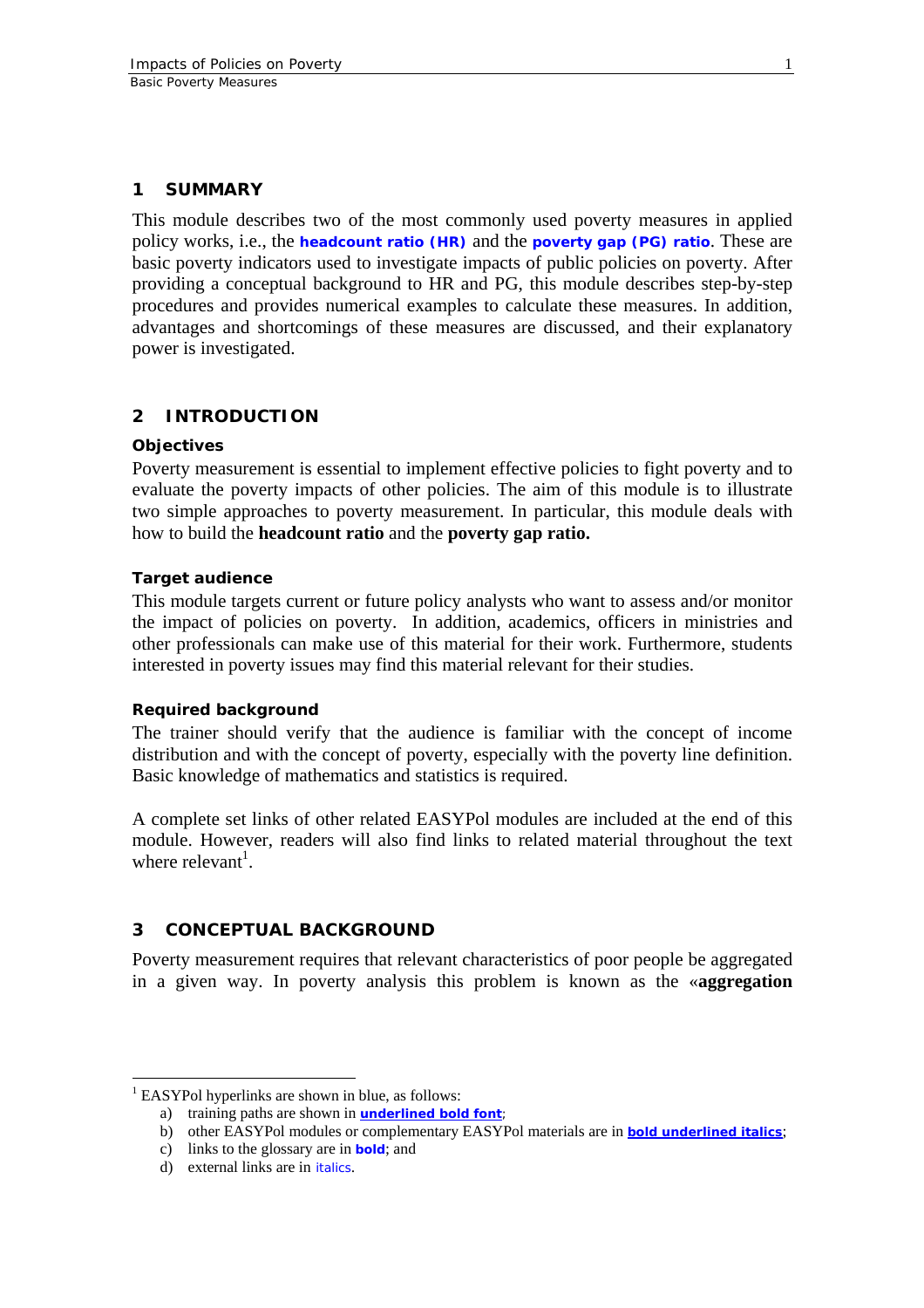# 1 SUMMARY

This module describes two of the most commonly used poverty measures in applied policy works, i.e., the **headcount ratio (HR)** and the **poverty gap (PG) ratio**. These are basic poverty indicators used to investigate impacts of public policies on poverty. After providing a conceptual background to HR and PG, this module describes step-by-step procedures and provides numerical examples to calculate these measures. In addition, advantages and shortcomings of these measures are discussed, and their explanatory power is investigated.

# 2 INTRODUCTION

### Objectives

Poverty measurement is essential to implement effective policies to fight poverty and to evaluate the poverty impacts of other policies. The aim of this module is to illustrate two simple approaches to poverty measurement. In particular, this module deals with how to build the **headcount ratio** and the **poverty gap ratio.**

### Target audience

This module targets current or future policy analysts who want to assess and/or monitor the impact of policies on poverty. In addition, academics, officers in ministries and other professionals can make use of this material for their work. Furthermore, students interested in poverty issues may find this material relevant for their studies.

### Required background

The trainer should verify that the audience is familiar with the concept of income distribution and with the concept of poverty, especially with the poverty line definition. Basic knowledge of mathematics and statistics is required.

A complete set links of other related EASYPol modules are included at the end of this module. However, readers will also find links to related material throughout the text where relevant[1].

# 3 CONCEPTUAL BACKGROUND

Poverty measurement requires that relevant characteristics of poor people be aggregated in a given way. In poverty analysis this problem is known as the «**aggregation**

---

[1] EASYPol hyperlinks are shown in blue, as follows:

a) training paths are shown in **underlined bold font**;
b) other EASYPol modules or complementary EASYPol materials are in ***bold underlined italics***;
c) links to the glossary are in **bold**; and
d) external links are in *italics*.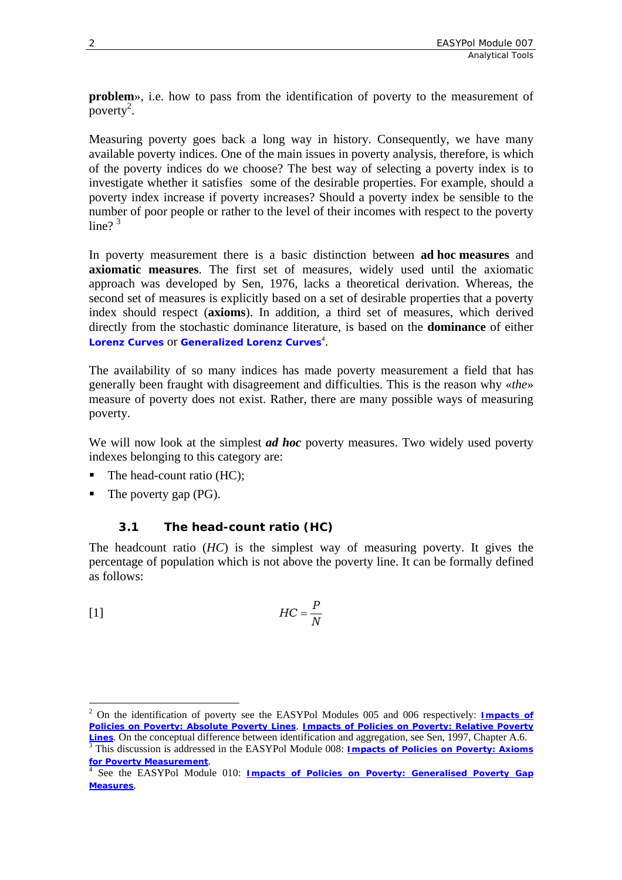**problem**», i.e. how to pass from the identification of poverty to the measurement of poverty[2].

Measuring poverty goes back a long way in history. Consequently, we have many available poverty indices. One of the main issues in poverty analysis, therefore, is which of the poverty indices do we choose? The best way of selecting a poverty index is to investigate whether it satisfies some of the desirable properties. For example, should a poverty index increase if poverty increases? Should a poverty index be sensible to the number of poor people or rather to the level of their incomes with respect to the poverty line? [3]

In poverty measurement there is a basic distinction between **ad hoc measures** and **axiomatic measures**. The first set of measures, widely used until the axiomatic approach was developed by Sen, 1976, lacks a theoretical derivation. Whereas, the second set of measures is explicitly based on a set of desirable properties that a poverty index should respect (**axioms**). In addition, a third set of measures, which derived directly from the stochastic dominance literature, is based on the **dominance** of either **Lorenz Curves** or **Generalized Lorenz Curves**[4].

The availability of so many indices has made poverty measurement a field that has generally been fraught with disagreement and difficulties. This is the reason why «*the*» measure of poverty does not exist. Rather, there are many possible ways of measuring poverty.

We will now look at the simplest ***ad hoc*** poverty measures. Two widely used poverty indexes belonging to this category are:

- The head-count ratio (HC);
- The poverty gap (PG).

### 3.1 The head-count ratio (HC)

The headcount ratio ($HC$) is the simplest way of measuring poverty. It gives the percentage of population which is not above the poverty line. It can be formally defined as follows:

$$HC = \frac{P}{N} \qquad [1]$$

---

[2] On the identification of poverty see the EASYPol Modules 005 and 006 respectively: **Impacts of Policies on Poverty: Absolute Poverty Lines**, **Impacts of Policies on Poverty: Relative Poverty Lines**. On the conceptual difference between identification and aggregation, see Sen, 1997, Chapter A.6.

[3] This discussion is addressed in the EASYPol Module 008: **Impacts of Policies on Poverty: Axioms for Poverty Measurement**.

[4] See the EASYPol Module 010: **Impacts of Policies on Poverty: Generalised Poverty Gap Measures**.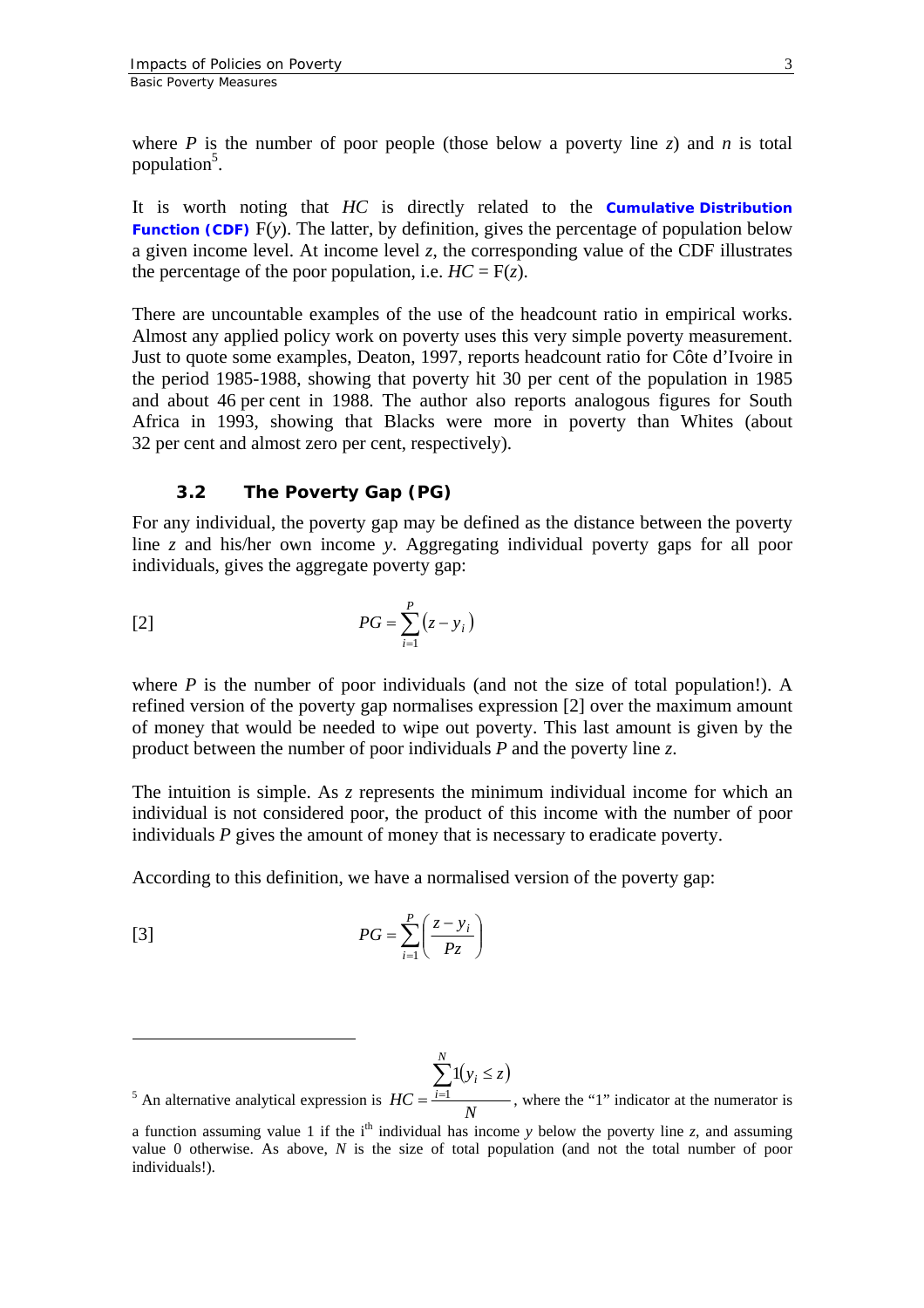where $P$ is the number of poor people (those below a poverty line $z$) and $n$ is total population[5].

It is worth noting that $HC$ is directly related to the **Cumulative Distribution Function (CDF)** $F(y)$. The latter, by definition, gives the percentage of population below a given income level. At income level $z$, the corresponding value of the CDF illustrates the percentage of the poor population, i.e. $HC = F(z)$.

There are uncountable examples of the use of the headcount ratio in empirical works. Almost any applied policy work on poverty uses this very simple poverty measurement. Just to quote some examples, Deaton, 1997, reports headcount ratio for Côte d'Ivoire in the period 1985-1988, showing that poverty hit 30 per cent of the population in 1985 and about 46 per cent in 1988. The author also reports analogous figures for South Africa in 1993, showing that Blacks were more in poverty than Whites (about 32 per cent and almost zero per cent, respectively).

### 3.2 The Poverty Gap (PG)

For any individual, the poverty gap may be defined as the distance between the poverty line $z$ and his/her own income $y$. Aggregating individual poverty gaps for all poor individuals, gives the aggregate poverty gap:

$$PG = \sum_{i=1}^{P} (z - y_i) \qquad [2]$$

where $P$ is the number of poor individuals (and not the size of total population!). A refined version of the poverty gap normalises expression [2] over the maximum amount of money that would be needed to wipe out poverty. This last amount is given by the product between the number of poor individuals $P$ and the poverty line $z$.

The intuition is simple. As $z$ represents the minimum individual income for which an individual is not considered poor, the product of this income with the number of poor individuals $P$ gives the amount of money that is necessary to eradicate poverty.

According to this definition, we have a normalised version of the poverty gap:

$$PG = \sum_{i=1}^{P} \left( \frac{z - y_i}{Pz} \right) \qquad [3]$$

---

[5] An alternative analytical expression is $HC = \frac{\sum_{i=1}^{N} 1(y_i \leq z)}{N}$, where the "1" indicator at the numerator is a function assuming value 1 if the i[th] individual has income $y$ below the poverty line $z$, and assuming value 0 otherwise. As above, $N$ is the size of total population (and not the total number of poor individuals!).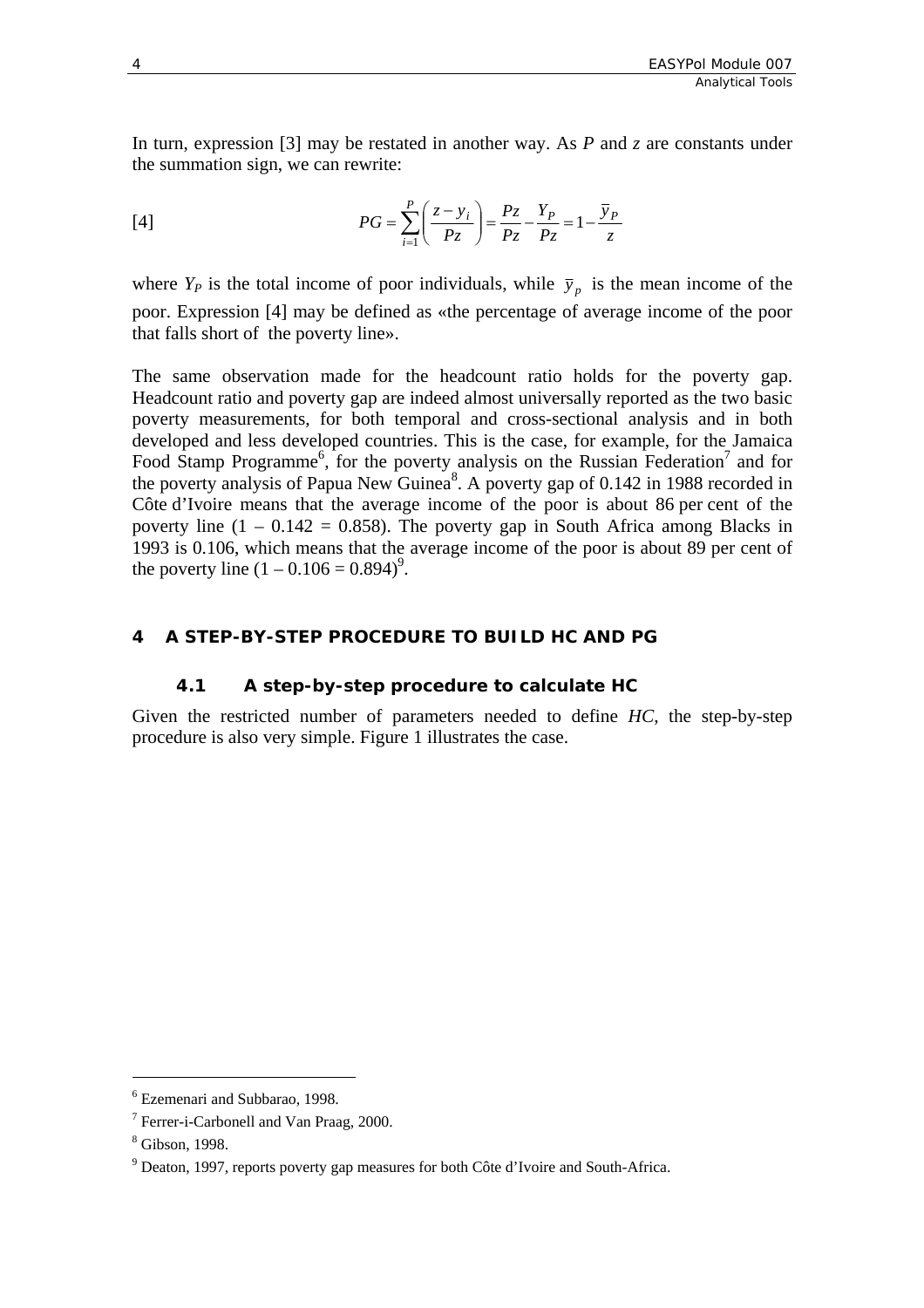In turn, expression [3] may be restated in another way. As *P* and *z* are constants under the summation sign, we can rewrite:

$$[4] \qquad PG = \sum_{i=1}^{P} \left( \frac{z - y_i}{Pz} \right) = \frac{Pz}{Pz} - \frac{Y_P}{Pz} = 1 - \frac{\bar{y}_P}{z}$$

where $Y_P$ is the total income of poor individuals, while $\bar{y}_p$ is the mean income of the poor. Expression [4] may be defined as «the percentage of average income of the poor that falls short of the poverty line».

The same observation made for the headcount ratio holds for the poverty gap. Headcount ratio and poverty gap are indeed almost universally reported as the two basic poverty measurements, for both temporal and cross-sectional analysis and in both developed and less developed countries. This is the case, for example, for the Jamaica Food Stamp Programme[6], for the poverty analysis on the Russian Federation[7] and for the poverty analysis of Papua New Guinea[8]. A poverty gap of 0.142 in 1988 recorded in Côte d'Ivoire means that the average income of the poor is about 86 per cent of the poverty line (1 – 0.142 = 0.858). The poverty gap in South Africa among Blacks in 1993 is 0.106, which means that the average income of the poor is about 89 per cent of the poverty line (1 – 0.106 = 0.894)[9].

## 4 A STEP-BY-STEP PROCEDURE TO BUILD HC AND PG

### 4.1 A step-by-step procedure to calculate HC

Given the restricted number of parameters needed to define *HC*, the step-by-step procedure is also very simple. Figure 1 illustrates the case.

---

[6] Ezemenari and Subbarao, 1998.

[7] Ferrer-i-Carbonell and Van Praag, 2000.

[8] Gibson, 1998.

[9] Deaton, 1997, reports poverty gap measures for both Côte d'Ivoire and South-Africa.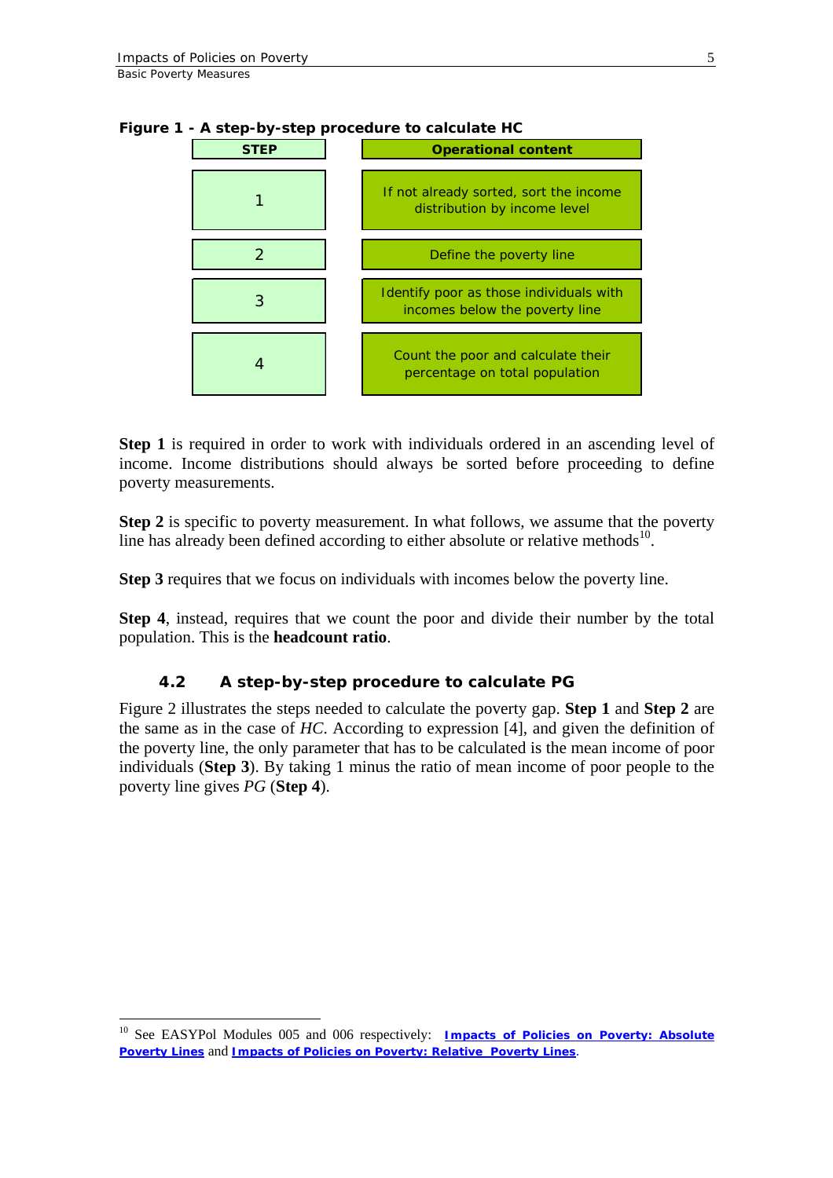**Figure 1 - A step-by-step procedure to calculate HC**

| STEP | Operational content |
|---|---|
| 1 | If not already sorted, sort the income distribution by income level |
| 2 | Define the poverty line |
| 3 | Identify poor as those individuals with incomes below the poverty line |
| 4 | Count the poor and calculate their percentage on total population |

**Step 1** is required in order to work with individuals ordered in an ascending level of income. Income distributions should always be sorted before proceeding to define poverty measurements.

**Step 2** is specific to poverty measurement. In what follows, we assume that the poverty line has already been defined according to either absolute or relative methods[10].

**Step 3** requires that we focus on individuals with incomes below the poverty line.

**Step 4**, instead, requires that we count the poor and divide their number by the total population. This is the **headcount ratio**.

### 4.2 A step-by-step procedure to calculate PG

Figure 2 illustrates the steps needed to calculate the poverty gap. **Step 1** and **Step 2** are the same as in the case of *HC*. According to expression [4], and given the definition of the poverty line, the only parameter that has to be calculated is the mean income of poor individuals (**Step 3**). By taking 1 minus the ratio of mean income of poor people to the poverty line gives *PG* (**Step 4**).

[10] See EASYPol Modules 005 and 006 respectively: **Impacts of Policies on Poverty: Absolute Poverty Lines** and **Impacts of Policies on Poverty: Relative Poverty Lines**.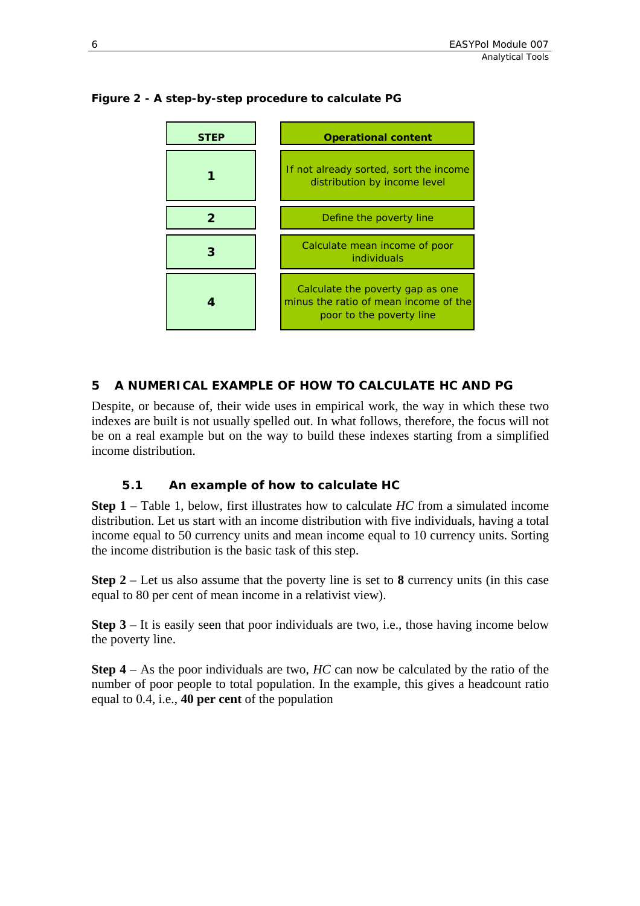**Figure 2 - A step-by-step procedure to calculate PG**

| STEP | Operational content |
|---|---|
| 1 | If not already sorted, sort the income distribution by income level |
| 2 | Define the poverty line |
| 3 | Calculate mean income of poor individuals |
| 4 | Calculate the poverty gap as one minus the ratio of mean income of the poor to the poverty line |

## 5 A NUMERICAL EXAMPLE OF HOW TO CALCULATE HC AND PG

Despite, or because of, their wide uses in empirical work, the way in which these two indexes are built is not usually spelled out. In what follows, therefore, the focus will not be on a real example but on the way to build these indexes starting from a simplified income distribution.

### 5.1 An example of how to calculate HC

**Step 1** – Table 1, below, first illustrates how to calculate *HC* from a simulated income distribution. Let us start with an income distribution with five individuals, having a total income equal to 50 currency units and mean income equal to 10 currency units. Sorting the income distribution is the basic task of this step.

**Step 2** – Let us also assume that the poverty line is set to **8** currency units (in this case equal to 80 per cent of mean income in a relativist view).

**Step 3** – It is easily seen that poor individuals are two, i.e., those having income below the poverty line.

**Step 4** – As the poor individuals are two, *HC* can now be calculated by the ratio of the number of poor people to total population. In the example, this gives a headcount ratio equal to 0.4, i.e., **40 per cent** of the population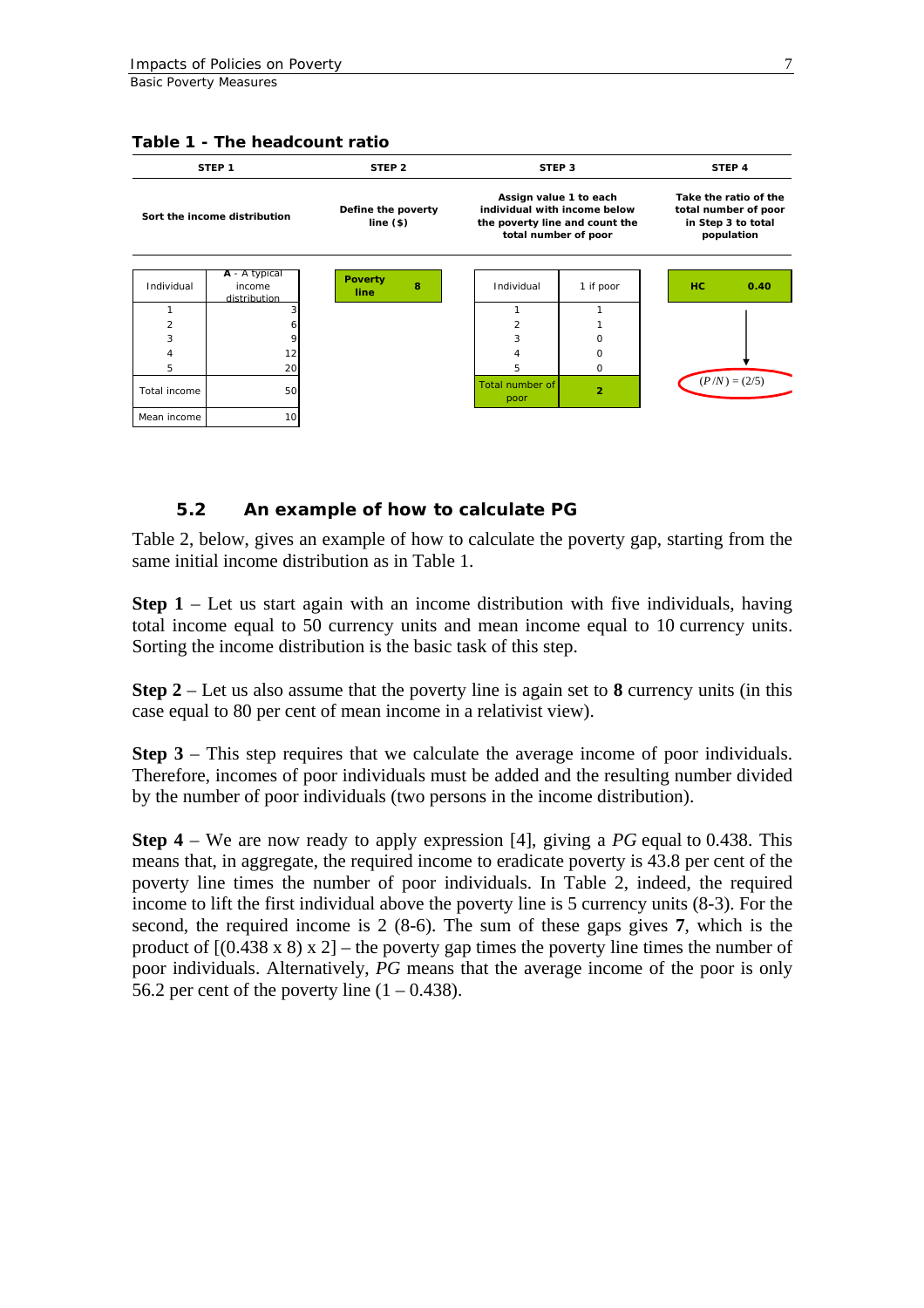**Table 1 - The headcount ratio**

| STEP 1 | | STEP 2 | | STEP 3 | | STEP 4 | |
|---|---|---|---|---|---|---|---|
| Sort the income distribution | | Define the poverty line ($) | | Assign value 1 to each individual with income below the poverty line and count the total number of poor | | Take the ratio of the total number of poor in Step 3 to total population | |
| Individual | A - A typical income distribution | Poverty line | 8 | Individual | 1 if poor | HC | 0.40 |
| 1 | 3 | | | 1 | 1 | | |
| 2 | 6 | | | 2 | 1 | | |
| 3 | 9 | | | 3 | 0 | | |
| 4 | 12 | | | 4 | 0 | | |
| 5 | 20 | | | 5 | 0 | $(P/N) = (2/5)$ | |
| Total income | 50 | | | Total number of poor | 2 | | |
| Mean income | 10 | | | | | | |

### 5.2 An example of how to calculate PG

Table 2, below, gives an example of how to calculate the poverty gap, starting from the same initial income distribution as in Table 1.

**Step 1** – Let us start again with an income distribution with five individuals, having total income equal to 50 currency units and mean income equal to 10 currency units. Sorting the income distribution is the basic task of this step.

**Step 2** – Let us also assume that the poverty line is again set to **8** currency units (in this case equal to 80 per cent of mean income in a relativist view).

**Step 3** – This step requires that we calculate the average income of poor individuals. Therefore, incomes of poor individuals must be added and the resulting number divided by the number of poor individuals (two persons in the income distribution).

**Step 4** – We are now ready to apply expression [4], giving a *PG* equal to 0.438. This means that, in aggregate, the required income to eradicate poverty is 43.8 per cent of the poverty line times the number of poor individuals. In Table 2, indeed, the required income to lift the first individual above the poverty line is 5 currency units (8-3). For the second, the required income is 2 (8-6). The sum of these gaps gives **7**, which is the product of [(0.438 x 8) x 2] – the poverty gap times the poverty line times the number of poor individuals. Alternatively, *PG* means that the average income of the poor is only 56.2 per cent of the poverty line (1 – 0.438).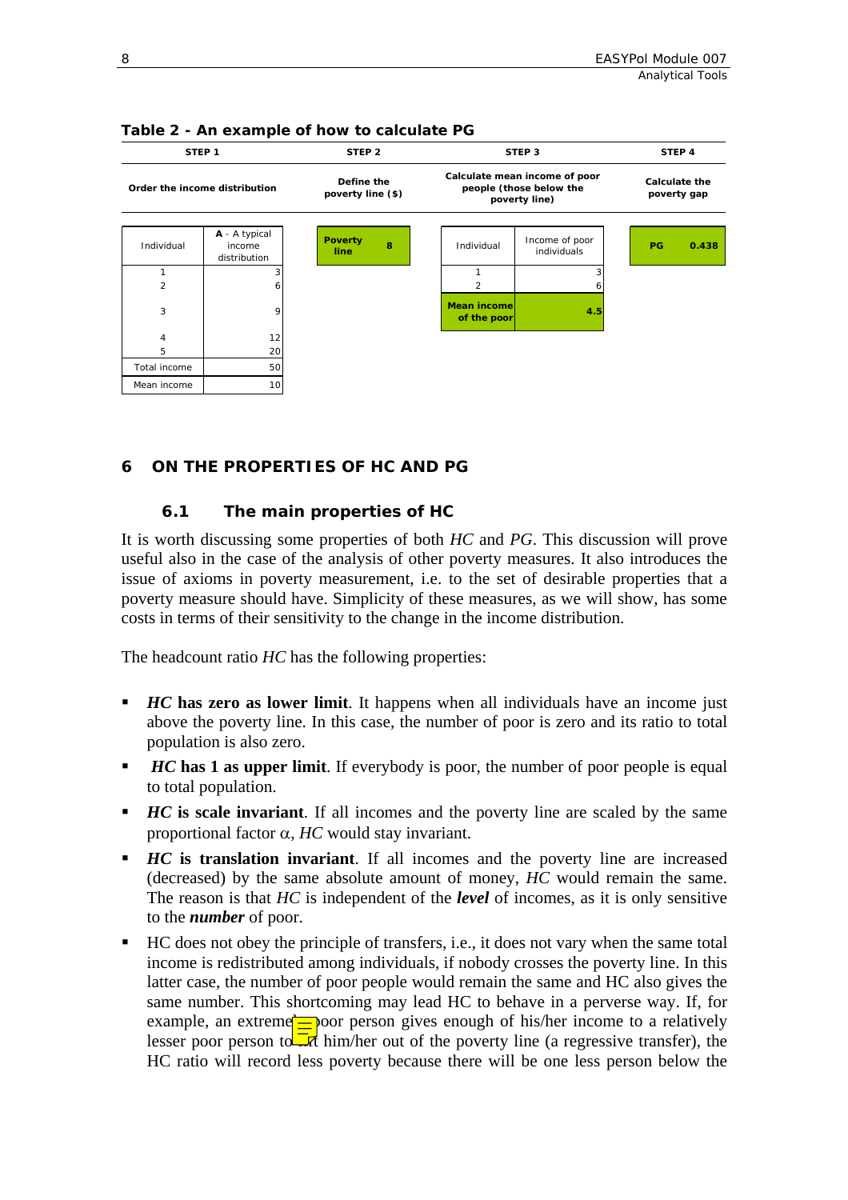**Table 2 - An example of how to calculate PG**

| STEP 1 | | STEP 2 | | STEP 3 | | STEP 4 | |
|---|---|---|---|---|---|---|---|
| Order the income distribution | | Define the poverty line ($) | | Calculate mean income of poor people (those below the poverty line) | | Calculate the poverty gap | |
| Individual | **A** - A typical income distribution | Poverty line | 8 | Individual | Income of poor individuals | PG | 0.438 |
| 1 | 3 | | | 1 | 3 | | |
| 2 | 6 | | | 2 | 6 | | |
| 3 | 9 | | | Mean income of the poor | 4.5 | | |
| 4 | 12 | | | | | | |
| 5 | 20 | | | | | | |
| Total income | 50 | | | | | | |
| Mean income | 10 | | | | | | |

# 6 ON THE PROPERTIES OF HC AND PG

## 6.1 The main properties of HC

It is worth discussing some properties of both *HC* and *PG*. This discussion will prove useful also in the case of the analysis of other poverty measures. It also introduces the issue of axioms in poverty measurement, i.e. to the set of desirable properties that a poverty measure should have. Simplicity of these measures, as we will show, has some costs in terms of their sensitivity to the change in the income distribution.

The headcount ratio *HC* has the following properties:

- ***HC* has zero as lower limit**. It happens when all individuals have an income just above the poverty line. In this case, the number of poor is zero and its ratio to total population is also zero.
- ***HC* has 1 as upper limit**. If everybody is poor, the number of poor people is equal to total population.
- ***HC* is scale invariant**. If all incomes and the poverty line are scaled by the same proportional factor $\alpha$, *HC* would stay invariant.
- ***HC* is translation invariant**. If all incomes and the poverty line are increased (decreased) by the same absolute amount of money, *HC* would remain the same. The reason is that *HC* is independent of the ***level*** of incomes, as it is only sensitive to the ***number*** of poor.
- HC does not obey the principle of transfers, i.e., it does not vary when the same total income is redistributed among individuals, if nobody crosses the poverty line. In this latter case, the number of poor people would remain the same and HC also gives the same number. This shortcoming may lead HC to behave in a perverse way. If, for example, an extremely poor person gives enough of his/her income to a relatively lesser poor person to get him/her out of the poverty line (a regressive transfer), the HC ratio will record less poverty because there will be one less person below the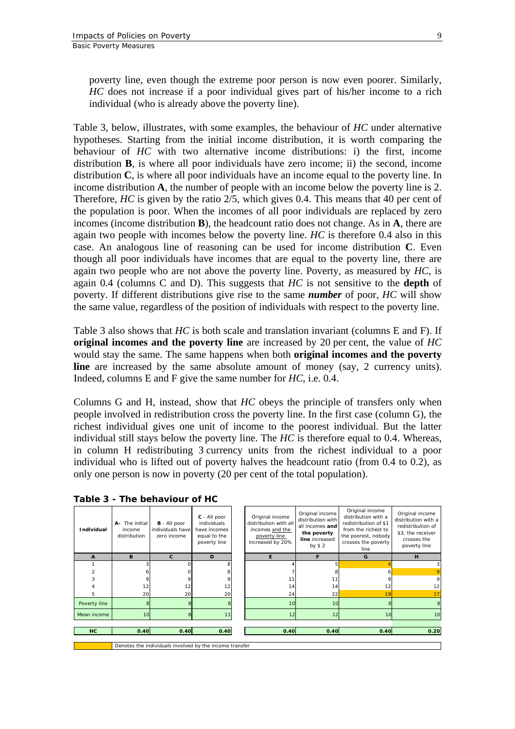poverty line, even though the extreme poor person is now even poorer. Similarly, *HC* does not increase if a poor individual gives part of his/her income to a rich individual (who is already above the poverty line).

Table 3, below, illustrates, with some examples, the behaviour of *HC* under alternative hypotheses. Starting from the initial income distribution, it is worth comparing the behaviour of *HC* with two alternative income distributions: i) the first, income distribution **B**, is where all poor individuals have zero income; ii) the second, income distribution **C**, is where all poor individuals have an income equal to the poverty line. In income distribution **A**, the number of people with an income below the poverty line is 2. Therefore, *HC* is given by the ratio 2/5, which gives 0.4. This means that 40 per cent of the population is poor. When the incomes of all poor individuals are replaced by zero incomes (income distribution **B**), the headcount ratio does not change. As in **A**, there are again two people with incomes below the poverty line. *HC* is therefore 0.4 also in this case. An analogous line of reasoning can be used for income distribution **C**. Even though all poor individuals have incomes that are equal to the poverty line, there are again two people who are not above the poverty line. Poverty, as measured by *HC*, is again 0.4 (columns C and D). This suggests that *HC* is not sensitive to the **depth** of poverty. If different distributions give rise to the same ***number*** of poor, *HC* will show the same value, regardless of the position of individuals with respect to the poverty line.

Table 3 also shows that *HC* is both scale and translation invariant (columns E and F). If **original incomes and the poverty line** are increased by 20 per cent, the value of *HC* would stay the same. The same happens when both **original incomes and the poverty line** are increased by the same absolute amount of money (say, 2 currency units). Indeed, columns E and F give the same number for *HC*, i.e. 0.4.

Columns G and H, instead, show that *HC* obeys the principle of transfers only when people involved in redistribution cross the poverty line. In the first case (column G), the richest individual gives one unit of income to the poorest individual. But the latter individual still stays below the poverty line. The *HC* is therefore equal to 0.4. Whereas, in column H redistributing 3 currency units from the richest individual to a poor individual who is lifted out of poverty halves the headcount ratio (from 0.4 to 0.2), as only one person is now in poverty (20 per cent of the total population).

**Table 3 - The behaviour of HC**

| Individual | **A**- The initial income distribution | **B** - All poor individuals have zero income | **C** - All poor individuals have incomes equal to the poverty line | Original income distribution with all incomes and the poverty line increased by 20% | Original income distribution with all incomes **and the poverty line** increased by $ 2 | Original income distribution with a redistribution of $1 from the richest to the poorest, nobody crosses the poverty line | Original income distribution with a redistribution of $3, the receiver crosses the poverty line |
|---|---|---|---|---|---|---|---|
| **A** | **B** | **C** | **D** | **E** | **F** | **G** | **H** |
| 1 | 3 | 0 | 8 | 4 | 5 | 4 | 3 |
| 2 | 6 | 0 | 8 | 7 | 8 | 6 | 9 |
| 3 | 9 | 9 | 9 | 11 | 11 | 9 | 9 |
| 4 | 12 | 12 | 12 | 14 | 14 | 12 | 12 |
| 5 | 20 | 20 | 20 | 24 | 22 | 19 | 17 |
| Poverty line | 8 | 8 | 8 | 10 | 10 | 8 | 8 |
| Mean income | 10 | 8 | 11 | 12 | 12 | 10 | 10 |
| **HC** | **0.40** | **0.40** | **0.40** | **0.40** | **0.40** | **0.40** | **0.20** |

Denotes the individuals involved by the income transfer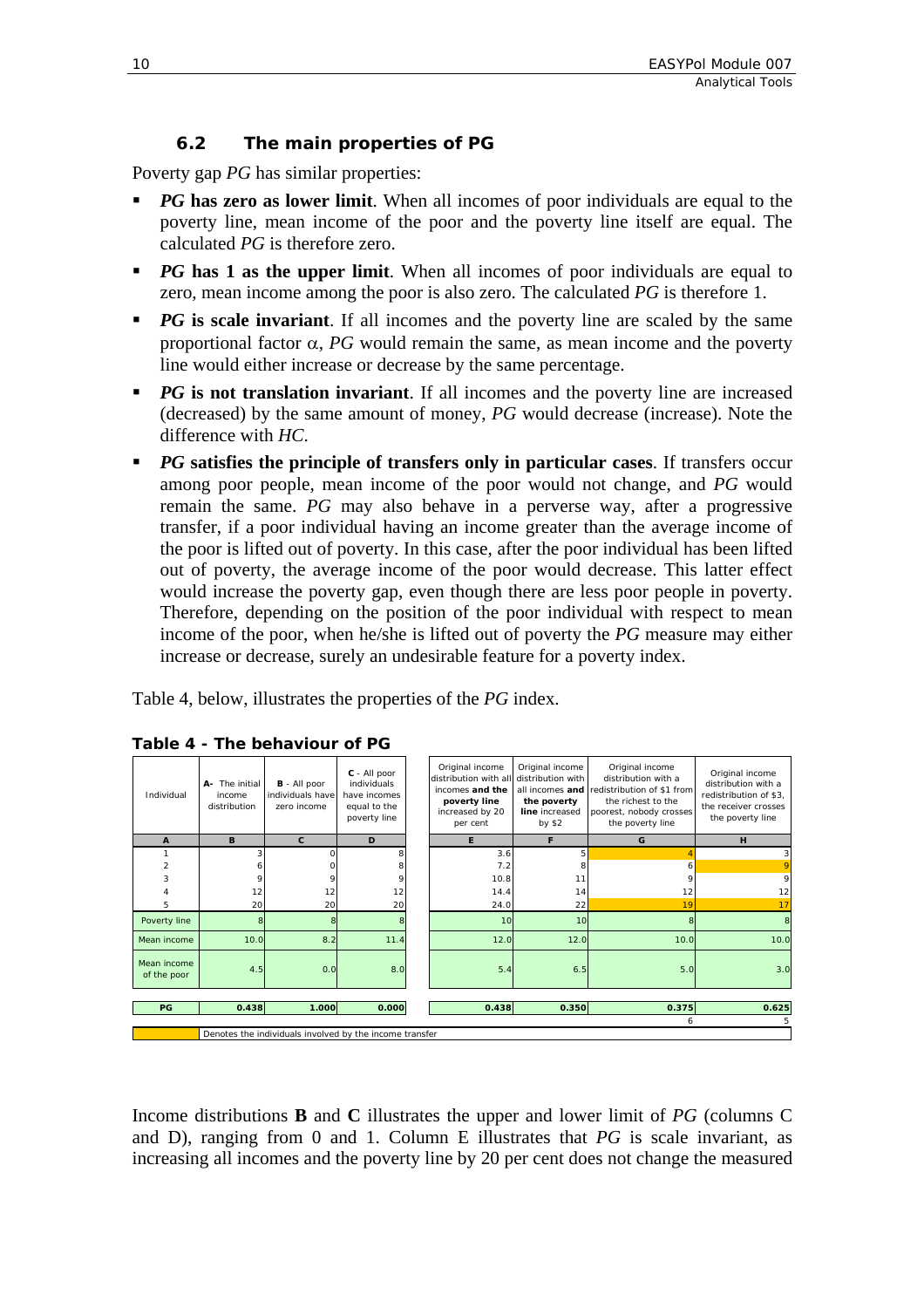### 6.2 The main properties of PG

Poverty gap *PG* has similar properties:

- ***PG* has zero as lower limit**. When all incomes of poor individuals are equal to the poverty line, mean income of the poor and the poverty line itself are equal. The calculated *PG* is therefore zero.
- ***PG* has 1 as the upper limit**. When all incomes of poor individuals are equal to zero, mean income among the poor is also zero. The calculated *PG* is therefore 1.
- ***PG* is scale invariant**. If all incomes and the poverty line are scaled by the same proportional factor $\alpha$, *PG* would remain the same, as mean income and the poverty line would either increase or decrease by the same percentage.
- ***PG* is not translation invariant**. If all incomes and the poverty line are increased (decreased) by the same amount of money, *PG* would decrease (increase). Note the difference with *HC*.
- ***PG* satisfies the principle of transfers only in particular cases**. If transfers occur among poor people, mean income of the poor would not change, and *PG* would remain the same. *PG* may also behave in a perverse way, after a progressive transfer, if a poor individual having an income greater than the average income of the poor is lifted out of poverty. In this case, after the poor individual has been lifted out of poverty, the average income of the poor would decrease. This latter effect would increase the poverty gap, even though there are less poor people in poverty. Therefore, depending on the position of the poor individual with respect to mean income of the poor, when he/she is lifted out of poverty the *PG* measure may either increase or decrease, surely an undesirable feature for a poverty index.

Table 4, below, illustrates the properties of the *PG* index.

**Table 4 - The behaviour of PG**

| Individual | A- The initial income distribution | B - All poor individuals have zero income | C - All poor individuals have incomes equal to the poverty line | Original income distribution with all incomes **and the poverty line** increased by 20 per cent | Original income distribution with all incomes **and the poverty line** increased by $2 | Original income distribution with a redistribution of $1 from the richest to the poorest, nobody crosses the poverty line | Original income distribution with a redistribution of $3, the receiver crosses the poverty line |
|---|---|---|---|---|---|---|---|
| **A** | **B** | **C** | **D** | **E** | **F** | **G** | **H** |
| 1 | 3 | 0 | 8 | 3.6 | 5 | 4 | 3 |
| 2 | 6 | 0 | 8 | 7.2 | 8 | 6 | 9 |
| 3 | 9 | 9 | 9 | 10.8 | 11 | 9 | 9 |
| 4 | 12 | 12 | 12 | 14.4 | 14 | 12 | 12 |
| 5 | 20 | 20 | 20 | 24.0 | 22 | 19 | 17 |
| Poverty line | 8 | 8 | 8 | 10 | 10 | 8 | 8 |
| Mean income | 10.0 | 8.2 | 11.4 | 12.0 | 12.0 | 10.0 | 10.0 |
| Mean income of the poor | 4.5 | 0.0 | 8.0 | 5.4 | 6.5 | 5.0 | 3.0 |
| **PG** | **0.438** | **1.000** | **0.000** | **0.438** | **0.350** | **0.375** | **0.625** |
| | | | | | | 6 | 5 |

Denotes the individuals involved by the income transfer

Income distributions **B** and **C** illustrates the upper and lower limit of *PG* (columns C and D), ranging from 0 and 1. Column E illustrates that *PG* is scale invariant, as increasing all incomes and the poverty line by 20 per cent does not change the measured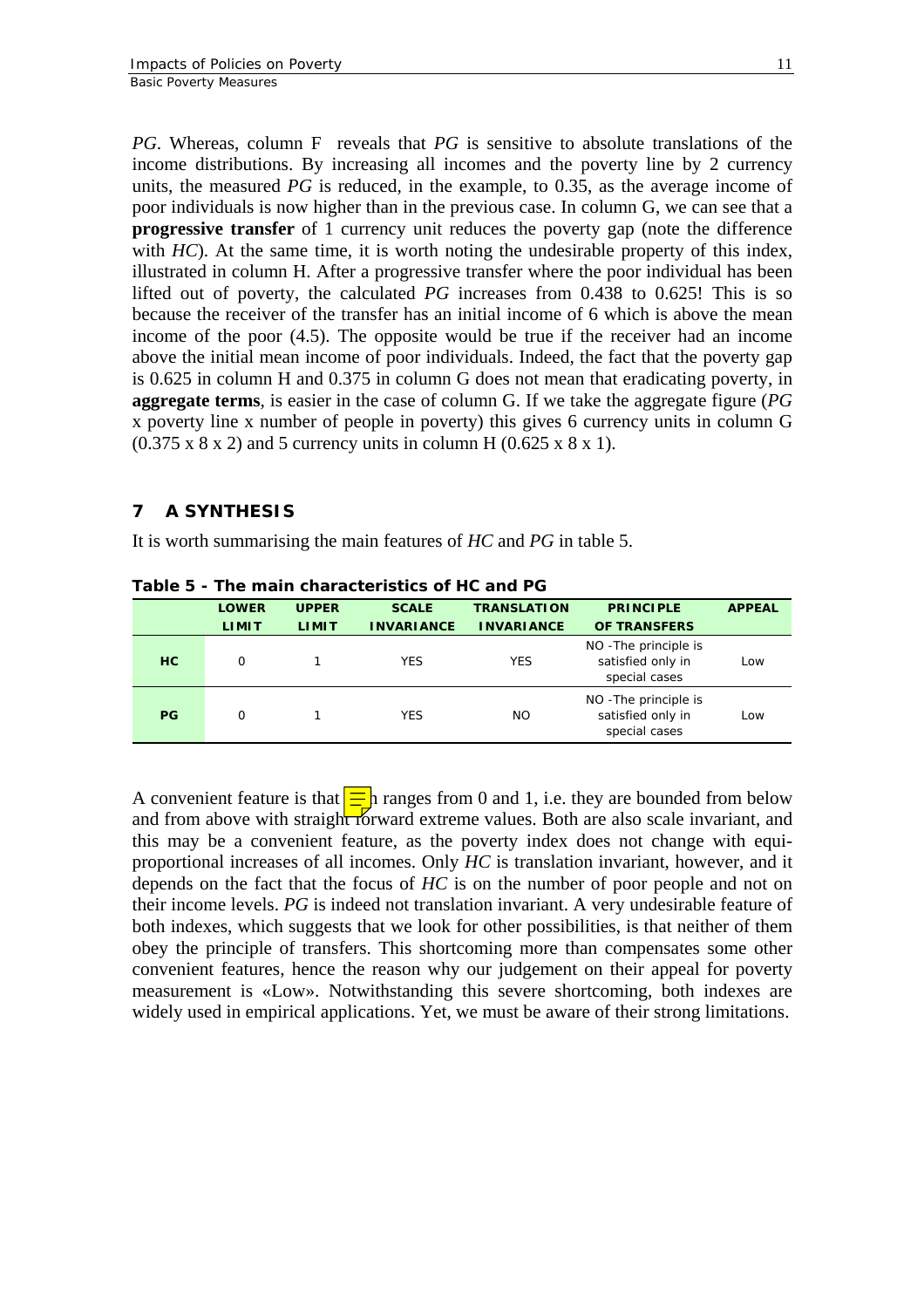*PG*. Whereas, column F reveals that *PG* is sensitive to absolute translations of the income distributions. By increasing all incomes and the poverty line by 2 currency units, the measured *PG* is reduced, in the example, to 0.35, as the average income of poor individuals is now higher than in the previous case. In column G, we can see that a **progressive transfer** of 1 currency unit reduces the poverty gap (note the difference with *HC*). At the same time, it is worth noting the undesirable property of this index, illustrated in column H. After a progressive transfer where the poor individual has been lifted out of poverty, the calculated *PG* increases from 0.438 to 0.625! This is so because the receiver of the transfer has an initial income of 6 which is above the mean income of the poor (4.5). The opposite would be true if the receiver had an income above the initial mean income of poor individuals. Indeed, the fact that the poverty gap is 0.625 in column H and 0.375 in column G does not mean that eradicating poverty, in **aggregate terms**, is easier in the case of column G. If we take the aggregate figure (*PG* x poverty line x number of people in poverty) this gives 6 currency units in column G (0.375 x 8 x 2) and 5 currency units in column H (0.625 x 8 x 1).

## 7 A SYNTHESIS

It is worth summarising the main features of *HC* and *PG* in table 5.

**Table 5 - The main characteristics of HC and PG**

| | LOWER LIMIT | UPPER LIMIT | SCALE INVARIANCE | TRANSLATION INVARIANCE | PRINCIPLE OF TRANSFERS | APPEAL |
|---|---|---|---|---|---|---|
| **HC** | 0 | 1 | YES | YES | NO -The principle is satisfied only in special cases | Low |
| **PG** | 0 | 1 | YES | NO | NO -The principle is satisfied only in special cases | Low |

A convenient feature is that both ranges from 0 and 1, i.e. they are bounded from below and from above with straightforward extreme values. Both are also scale invariant, and this may be a convenient feature, as the poverty index does not change with equi-proportional increases of all incomes. Only *HC* is translation invariant, however, and it depends on the fact that the focus of *HC* is on the number of poor people and not on their income levels. *PG* is indeed not translation invariant. A very undesirable feature of both indexes, which suggests that we look for other possibilities, is that neither of them obey the principle of transfers. This shortcoming more than compensates some other convenient features, hence the reason why our judgement on their appeal for poverty measurement is «Low». Notwithstanding this severe shortcoming, both indexes are widely used in empirical applications. Yet, we must be aware of their strong limitations.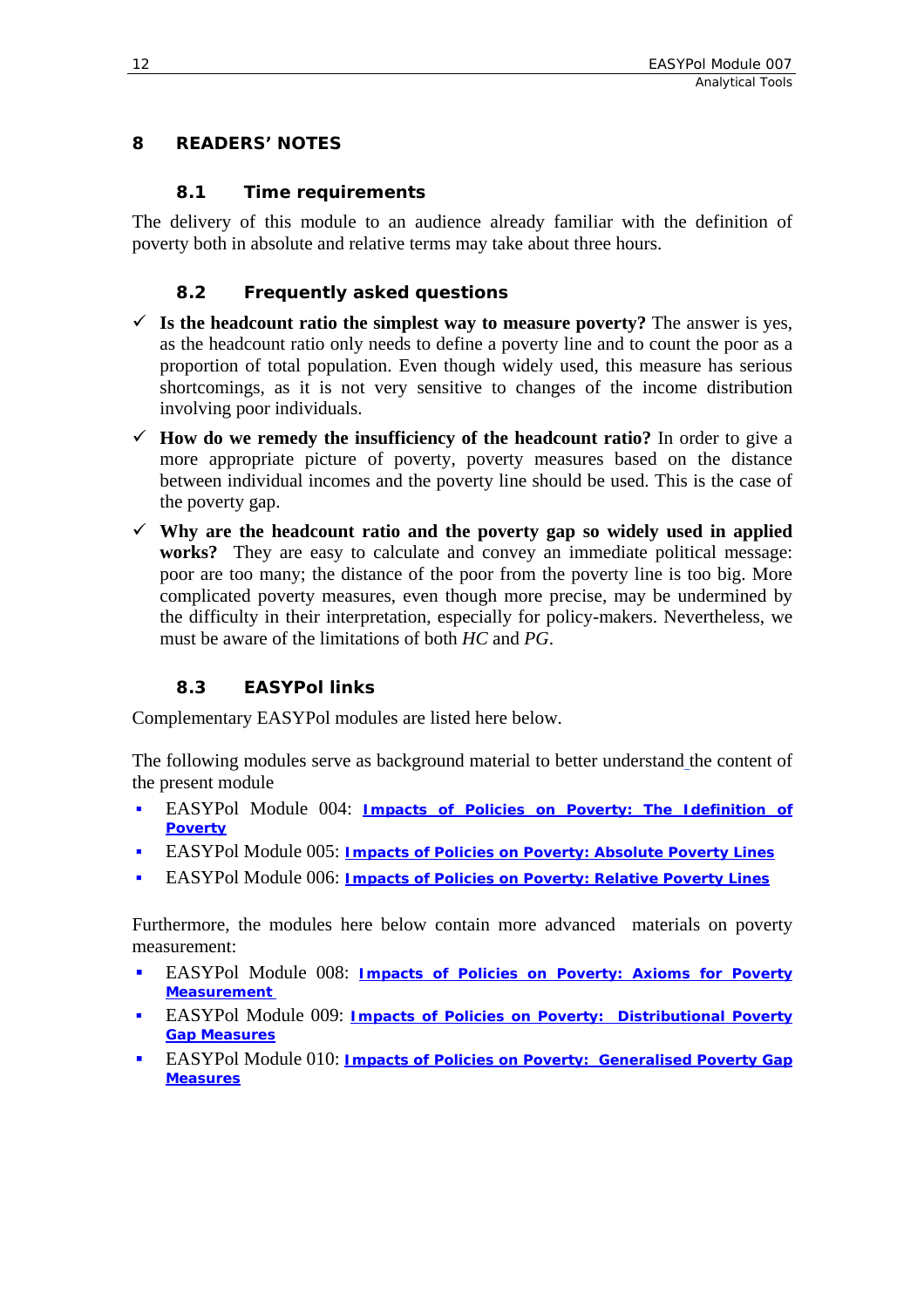# 8 READERS' NOTES

## 8.1 Time requirements

The delivery of this module to an audience already familiar with the definition of poverty both in absolute and relative terms may take about three hours.

## 8.2 Frequently asked questions

- ✓ **Is the headcount ratio the simplest way to measure poverty?** The answer is yes, as the headcount ratio only needs to define a poverty line and to count the poor as a proportion of total population. Even though widely used, this measure has serious shortcomings, as it is not very sensitive to changes of the income distribution involving poor individuals.
- ✓ **How do we remedy the insufficiency of the headcount ratio?** In order to give a more appropriate picture of poverty, poverty measures based on the distance between individual incomes and the poverty line should be used. This is the case of the poverty gap.
- ✓ **Why are the headcount ratio and the poverty gap so widely used in applied works?** They are easy to calculate and convey an immediate political message: poor are too many; the distance of the poor from the poverty line is too big. More complicated poverty measures, even though more precise, may be undermined by the difficulty in their interpretation, especially for policy-makers. Nevertheless, we must be aware of the limitations of both *HC* and *PG*.

## 8.3 EASYPol links

Complementary EASYPol modules are listed here below.

The following modules serve as background material to better understand the content of the present module

- EASYPol Module 004: **Impacts of Policies on Poverty: The Idefinition of Poverty**
- EASYPol Module 005: **Impacts of Policies on Poverty: Absolute Poverty Lines**
- EASYPol Module 006: **Impacts of Policies on Poverty: Relative Poverty Lines**

Furthermore, the modules here below contain more advanced materials on poverty measurement:

- EASYPol Module 008: **Impacts of Policies on Poverty: Axioms for Poverty Measurement**
- EASYPol Module 009: **Impacts of Policies on Poverty: Distributional Poverty Gap Measures**
- EASYPol Module 010: **Impacts of Policies on Poverty: Generalised Poverty Gap Measures**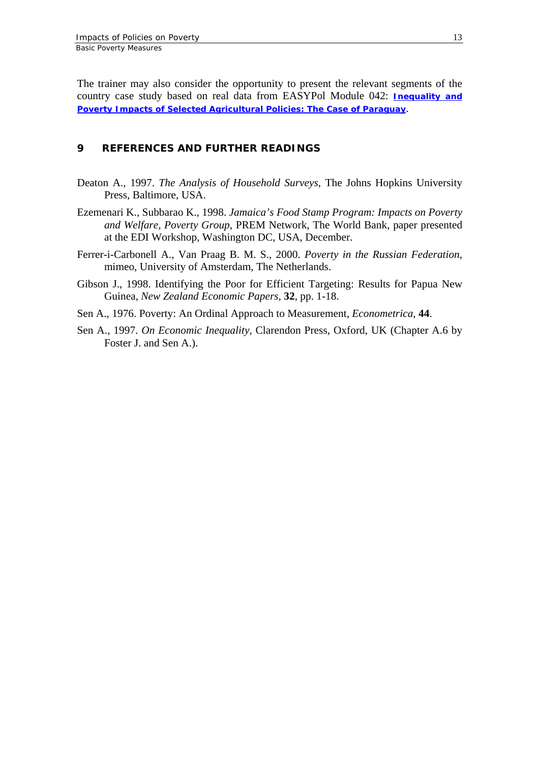The trainer may also consider the opportunity to present the relevant segments of the country case study based on real data from EASYPol Module 042: **Inequality and Poverty Impacts of Selected Agricultural Policies: The Case of Paraguay**.

## 9 REFERENCES AND FURTHER READINGS

Deaton A., 1997. *The Analysis of Household Surveys*, The Johns Hopkins University Press, Baltimore, USA.

Ezemenari K., Subbarao K., 1998. *Jamaica's Food Stamp Program: Impacts on Poverty and Welfare, Poverty Group*, PREM Network, The World Bank, paper presented at the EDI Workshop, Washington DC, USA, December.

Ferrer-i-Carbonell A., Van Praag B. M. S., 2000. *Poverty in the Russian Federation*, mimeo, University of Amsterdam, The Netherlands.

Gibson J., 1998. Identifying the Poor for Efficient Targeting: Results for Papua New Guinea, *New Zealand Economic Papers*, **32**, pp. 1-18.

Sen A., 1976. Poverty: An Ordinal Approach to Measurement, *Econometrica*, **44**.

Sen A., 1997. *On Economic Inequality*, Clarendon Press, Oxford, UK (Chapter A.6 by Foster J. and Sen A.).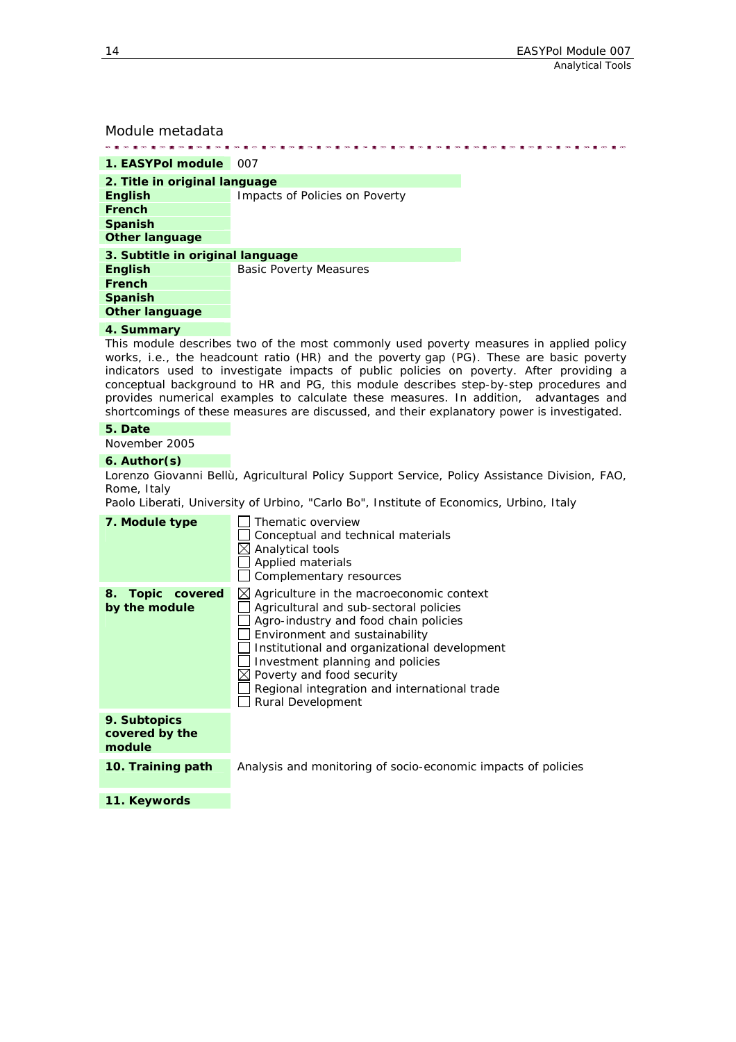## Module metadata

| | |
|---|---|
| **1. EASYPol module** | 007 |

| **2. Title in original language** | |
|---|---|
| **English** | Impacts of Policies on Poverty |
| **French** | |
| **Spanish** | |
| **Other language** | |

| **3. Subtitle in original language** | |
|---|---|
| **English** | Basic Poverty Measures |
| **French** | |
| **Spanish** | |
| **Other language** | |

**4. Summary**

This module describes two of the most commonly used poverty measures in applied policy works, i.e., the headcount ratio (HR) and the poverty gap (PG). These are basic poverty indicators used to investigate impacts of public policies on poverty. After providing a conceptual background to HR and PG, this module describes step-by-step procedures and provides numerical examples to calculate these measures. In addition, advantages and shortcomings of these measures are discussed, and their explanatory power is investigated.

**5. Date**

November 2005

**6. Author(s)**

Lorenzo Giovanni Bellù, Agricultural Policy Support Service, Policy Assistance Division, FAO, Rome, Italy

Paolo Liberati, University of Urbino, "Carlo Bo", Institute of Economics, Urbino, Italy

| | |
|---|---|
| **7. Module type** | ☐ Thematic overview<br>☐ Conceptual and technical materials<br>☒ Analytical tools<br>☐ Applied materials<br>☐ Complementary resources |
| **8. Topic covered by the module** | ☒ Agriculture in the macroeconomic context<br>☐ Agricultural and sub-sectoral policies<br>☐ Agro-industry and food chain policies<br>☐ Environment and sustainability<br>☐ Institutional and organizational development<br>☐ Investment planning and policies<br>☒ Poverty and food security<br>☐ Regional integration and international trade<br>☐ Rural Development |
| **9. Subtopics covered by the module** | |
| **10. Training path** | Analysis and monitoring of socio-economic impacts of policies |
| **11. Keywords** | |